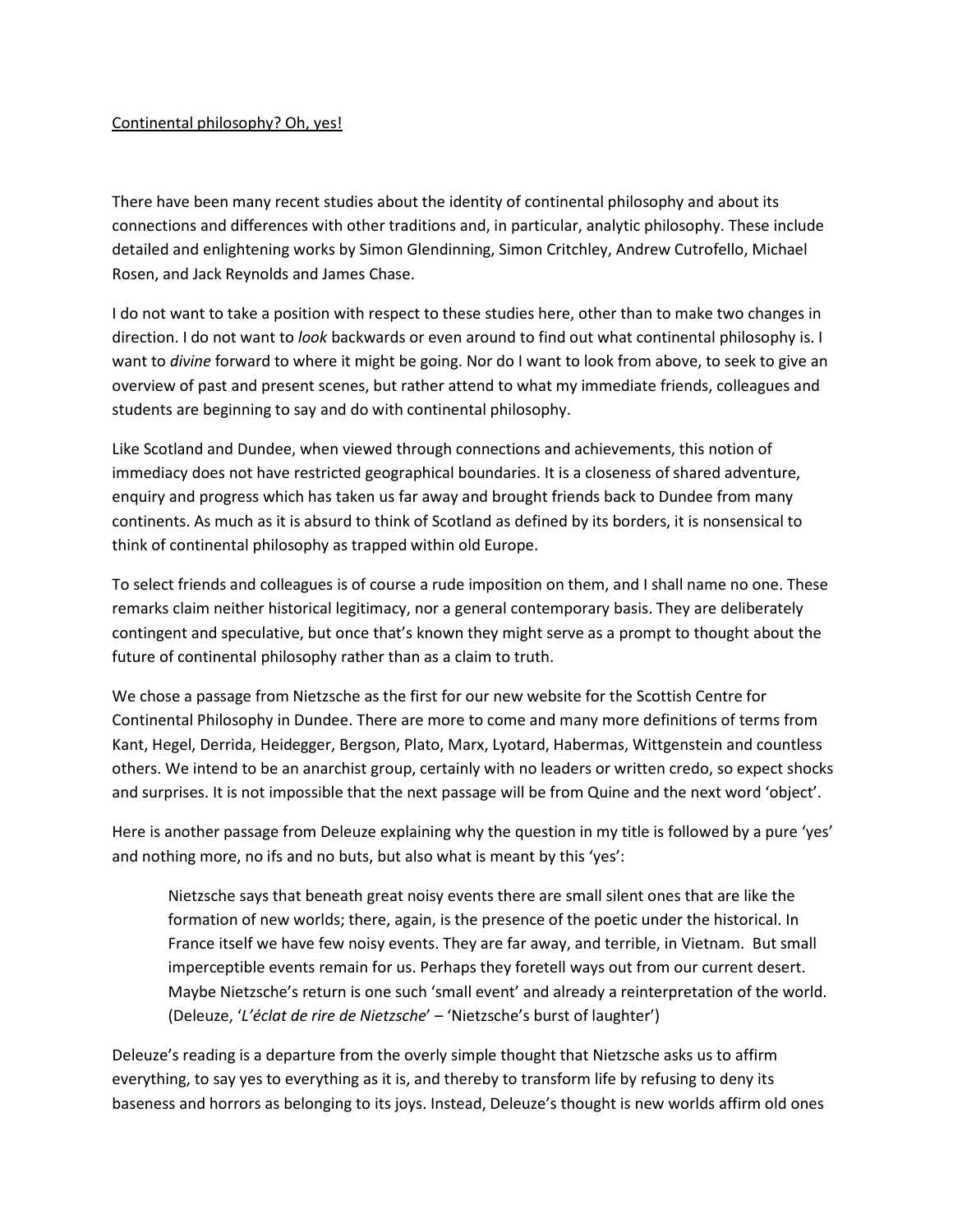Continental philosophy? Oh, yes!

There have been many recent studies about the identity of continental philosophy and about its connections and differences with other traditions and, in particular, analytic philosophy. These include detailed and enlightening works by Simon Glendinning, Simon Critchley, Andrew Cutrofello, Michael Rosen, and Jack Reynolds and James Chase.

I do not want to take a position with respect to these studies here, other than to make two changes in direction. I do not want to *look* backwards or even around to find out what continental philosophy is. I want to *divine* forward to where it might be going. Nor do I want to look from above, to seek to give an overview of past and present scenes, but rather attend to what my immediate friends, colleagues and students are beginning to say and do with continental philosophy.

Like Scotland and Dundee, when viewed through connections and achievements, this notion of immediacy does not have restricted geographical boundaries. It is a closeness of shared adventure, enquiry and progress which has taken us far away and brought friends back to Dundee from many continents. As much as it is absurd to think of Scotland as defined by its borders, it is nonsensical to think of continental philosophy as trapped within old Europe.

To select friends and colleagues is of course a rude imposition on them, and I shall name no one. These remarks claim neither historical legitimacy, nor a general contemporary basis. They are deliberately contingent and speculative, but once that's known they might serve as a prompt to thought about the future of continental philosophy rather than as a claim to truth.

We chose a passage from Nietzsche as the first for our new website for the Scottish Centre for Continental Philosophy in Dundee. There are more to come and many more definitions of terms from Kant, Hegel, Derrida, Heidegger, Bergson, Plato, Marx, Lyotard, Habermas, Wittgenstein and countless others. We intend to be an anarchist group, certainly with no leaders or written credo, so expect shocks and surprises. It is not impossible that the next passage will be from Quine and the next word 'object'.

Here is another passage from Deleuze explaining why the question in my title is followed by a pure 'yes' and nothing more, no ifs and no buts, but also what is meant by this 'yes':

> Nietzsche says that beneath great noisy events there are small silent ones that are like the formation of new worlds; there, again, is the presence of the poetic under the historical. In France itself we have few noisy events. They are far away, and terrible, in Vietnam. But small imperceptible events remain for us. Perhaps they foretell ways out from our current desert. Maybe Nietzsche's return is one such 'small event' and already a reinterpretation of the world. (Deleuze, '*L'éclat de rire de Nietzsche*' – 'Nietzsche's burst of laughter')

Deleuze's reading is a departure from the overly simple thought that Nietzsche asks us to affirm everything, to say yes to everything as it is, and thereby to transform life by refusing to deny its baseness and horrors as belonging to its joys. Instead, Deleuze's thought is new worlds affirm old ones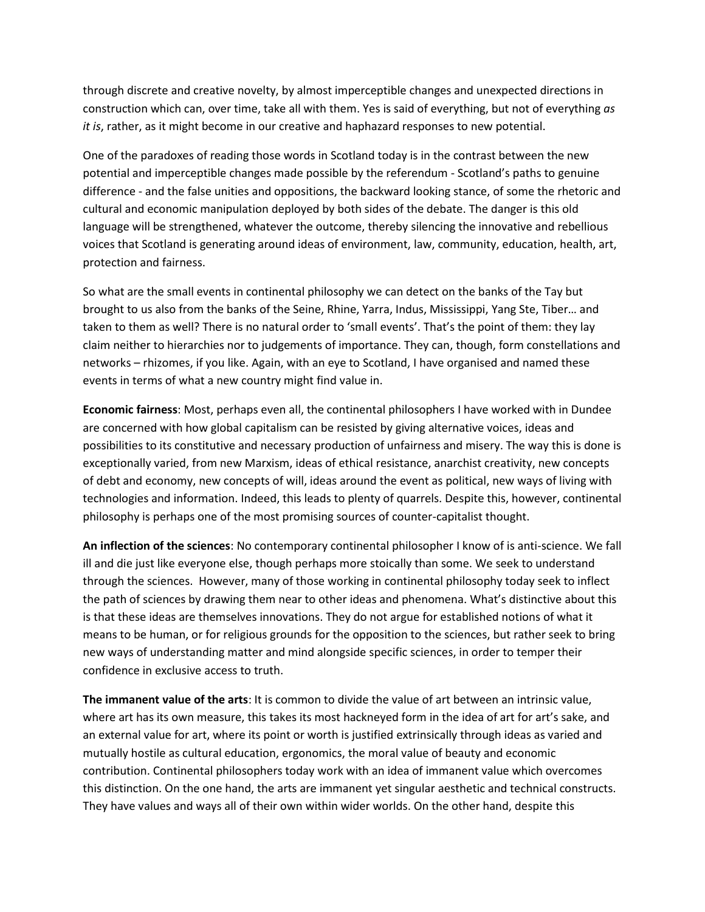through discrete and creative novelty, by almost imperceptible changes and unexpected directions in construction which can, over time, take all with them. Yes is said of everything, but not of everything *as it is*, rather, as it might become in our creative and haphazard responses to new potential.

One of the paradoxes of reading those words in Scotland today is in the contrast between the new potential and imperceptible changes made possible by the referendum - Scotland's paths to genuine difference - and the false unities and oppositions, the backward looking stance, of some the rhetoric and cultural and economic manipulation deployed by both sides of the debate. The danger is this old language will be strengthened, whatever the outcome, thereby silencing the innovative and rebellious voices that Scotland is generating around ideas of environment, law, community, education, health, art, protection and fairness.

So what are the small events in continental philosophy we can detect on the banks of the Tay but brought to us also from the banks of the Seine, Rhine, Yarra, Indus, Mississippi, Yang Ste, Tiber… and taken to them as well? There is no natural order to 'small events'. That's the point of them: they lay claim neither to hierarchies nor to judgements of importance. They can, though, form constellations and networks – rhizomes, if you like. Again, with an eye to Scotland, I have organised and named these events in terms of what a new country might find value in.

**Economic fairness**: Most, perhaps even all, the continental philosophers I have worked with in Dundee are concerned with how global capitalism can be resisted by giving alternative voices, ideas and possibilities to its constitutive and necessary production of unfairness and misery. The way this is done is exceptionally varied, from new Marxism, ideas of ethical resistance, anarchist creativity, new concepts of debt and economy, new concepts of will, ideas around the event as political, new ways of living with technologies and information. Indeed, this leads to plenty of quarrels. Despite this, however, continental philosophy is perhaps one of the most promising sources of counter-capitalist thought.

**An inflection of the sciences**: No contemporary continental philosopher I know of is anti-science. We fall ill and die just like everyone else, though perhaps more stoically than some. We seek to understand through the sciences. However, many of those working in continental philosophy today seek to inflect the path of sciences by drawing them near to other ideas and phenomena. What's distinctive about this is that these ideas are themselves innovations. They do not argue for established notions of what it means to be human, or for religious grounds for the opposition to the sciences, but rather seek to bring new ways of understanding matter and mind alongside specific sciences, in order to temper their confidence in exclusive access to truth.

**The immanent value of the arts**: It is common to divide the value of art between an intrinsic value, where art has its own measure, this takes its most hackneyed form in the idea of art for art's sake, and an external value for art, where its point or worth is justified extrinsically through ideas as varied and mutually hostile as cultural education, ergonomics, the moral value of beauty and economic contribution. Continental philosophers today work with an idea of immanent value which overcomes this distinction. On the one hand, the arts are immanent yet singular aesthetic and technical constructs. They have values and ways all of their own within wider worlds. On the other hand, despite this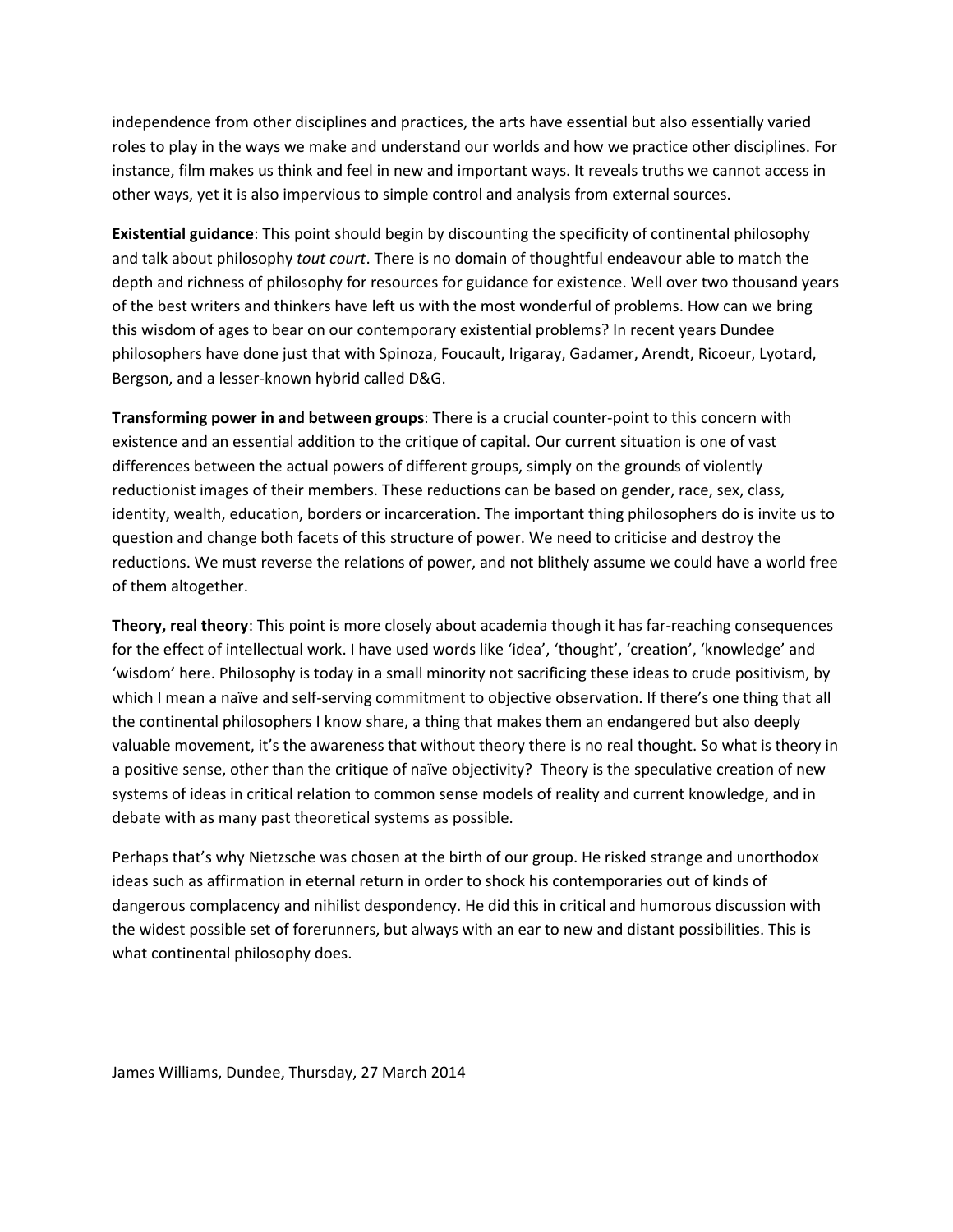independence from other disciplines and practices, the arts have essential but also essentially varied roles to play in the ways we make and understand our worlds and how we practice other disciplines. For instance, film makes us think and feel in new and important ways. It reveals truths we cannot access in other ways, yet it is also impervious to simple control and analysis from external sources.

**Existential guidance**: This point should begin by discounting the specificity of continental philosophy and talk about philosophy *tout court*. There is no domain of thoughtful endeavour able to match the depth and richness of philosophy for resources for guidance for existence. Well over two thousand years of the best writers and thinkers have left us with the most wonderful of problems. How can we bring this wisdom of ages to bear on our contemporary existential problems? In recent years Dundee philosophers have done just that with Spinoza, Foucault, Irigaray, Gadamer, Arendt, Ricoeur, Lyotard, Bergson, and a lesser-known hybrid called D&G.

**Transforming power in and between groups**: There is a crucial counter-point to this concern with existence and an essential addition to the critique of capital. Our current situation is one of vast differences between the actual powers of different groups, simply on the grounds of violently reductionist images of their members. These reductions can be based on gender, race, sex, class, identity, wealth, education, borders or incarceration. The important thing philosophers do is invite us to question and change both facets of this structure of power. We need to criticise and destroy the reductions. We must reverse the relations of power, and not blithely assume we could have a world free of them altogether.

**Theory, real theory**: This point is more closely about academia though it has far-reaching consequences for the effect of intellectual work. I have used words like 'idea', 'thought', 'creation', 'knowledge' and 'wisdom' here. Philosophy is today in a small minority not sacrificing these ideas to crude positivism, by which I mean a naïve and self-serving commitment to objective observation. If there's one thing that all the continental philosophers I know share, a thing that makes them an endangered but also deeply valuable movement, it's the awareness that without theory there is no real thought. So what is theory in a positive sense, other than the critique of naïve objectivity? Theory is the speculative creation of new systems of ideas in critical relation to common sense models of reality and current knowledge, and in debate with as many past theoretical systems as possible.

Perhaps that's why Nietzsche was chosen at the birth of our group. He risked strange and unorthodox ideas such as affirmation in eternal return in order to shock his contemporaries out of kinds of dangerous complacency and nihilist despondency. He did this in critical and humorous discussion with the widest possible set of forerunners, but always with an ear to new and distant possibilities. This is what continental philosophy does.

James Williams, Dundee, Thursday, 27 March 2014